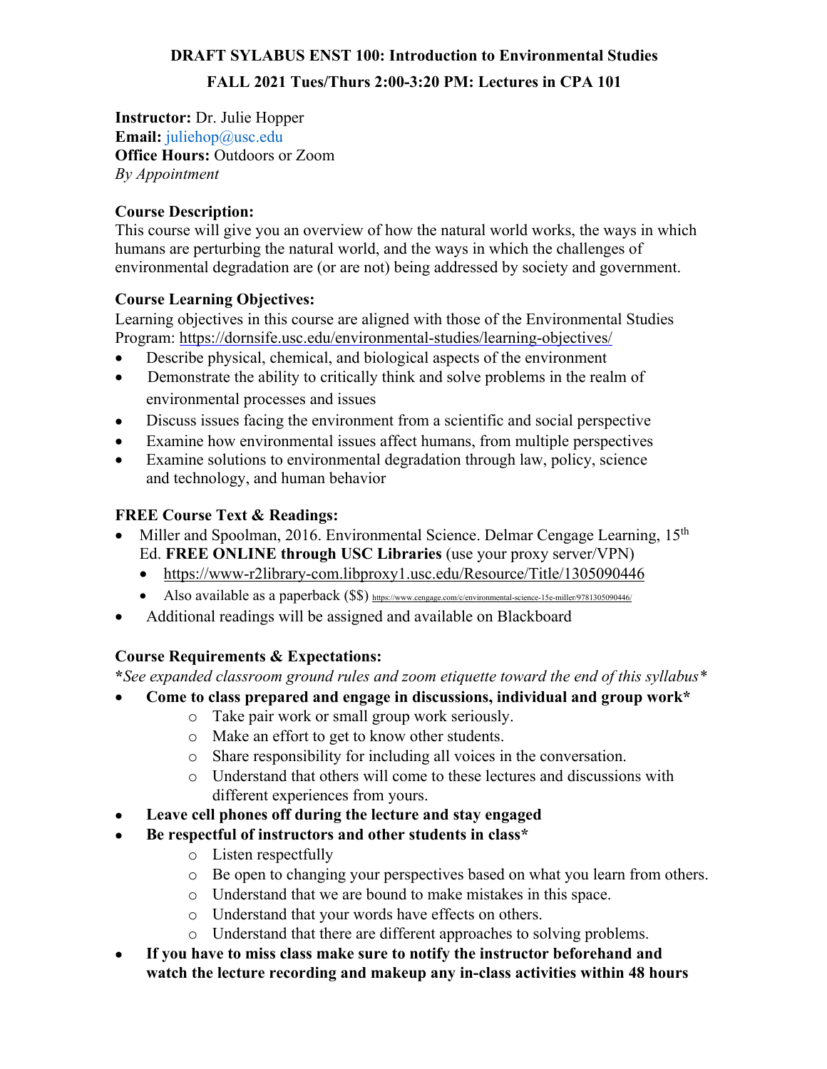# DRAFT SYLLABUS ENST 100: Introduction to Environmental Studies

## FALL 2021 Tues/Thurs 2:00-3:20 PM: Lectures in CPA 101

**Instructor:** Dr. Julie Hopper
**Email:** juliehop@usc.edu
**Office Hours:** Outdoors or Zoom
*By Appointment*

**Course Description:**
This course will give you an overview of how the natural world works, the ways in which humans are perturbing the natural world, and the ways in which the challenges of environmental degradation are (or are not) being addressed by society and government.

**Course Learning Objectives:**
Learning objectives in this course are aligned with those of the Environmental Studies Program: https://dornsife.usc.edu/environmental-studies/learning-objectives/

- Describe physical, chemical, and biological aspects of the environment
- Demonstrate the ability to critically think and solve problems in the realm of environmental processes and issues
- Discuss issues facing the environment from a scientific and social perspective
- Examine how environmental issues affect humans, from multiple perspectives
- Examine solutions to environmental degradation through law, policy, science and technology, and human behavior

**FREE Course Text & Readings:**

- Miller and Spoolman, 2016. Environmental Science. Delmar Cengage Learning, 15th Ed. **FREE ONLINE through USC Libraries** (use your proxy server/VPN)
  - https://www-r2library-com.libproxy1.usc.edu/Resource/Title/1305090446
  - Also available as a paperback ($$) https://www.cengage.com/c/environmental-science-15e-miller/9781305090446/
- Additional readings will be assigned and available on Blackboard

**Course Requirements & Expectations:**
***See expanded classroom ground rules and zoom etiquette toward the end of this syllabus***

- **Come to class prepared and engage in discussions, individual and group work***
  - Take pair work or small group work seriously.
  - Make an effort to get to know other students.
  - Share responsibility for including all voices in the conversation.
  - Understand that others will come to these lectures and discussions with different experiences from yours.
- **Leave cell phones off during the lecture and stay engaged**
- **Be respectful of instructors and other students in class***
  - Listen respectfully
  - Be open to changing your perspectives based on what you learn from others.
  - Understand that we are bound to make mistakes in this space.
  - Understand that your words have effects on others.
  - Understand that there are different approaches to solving problems.
- **If you have to miss class make sure to notify the instructor beforehand and watch the lecture recording and makeup any in-class activities within 48 hours**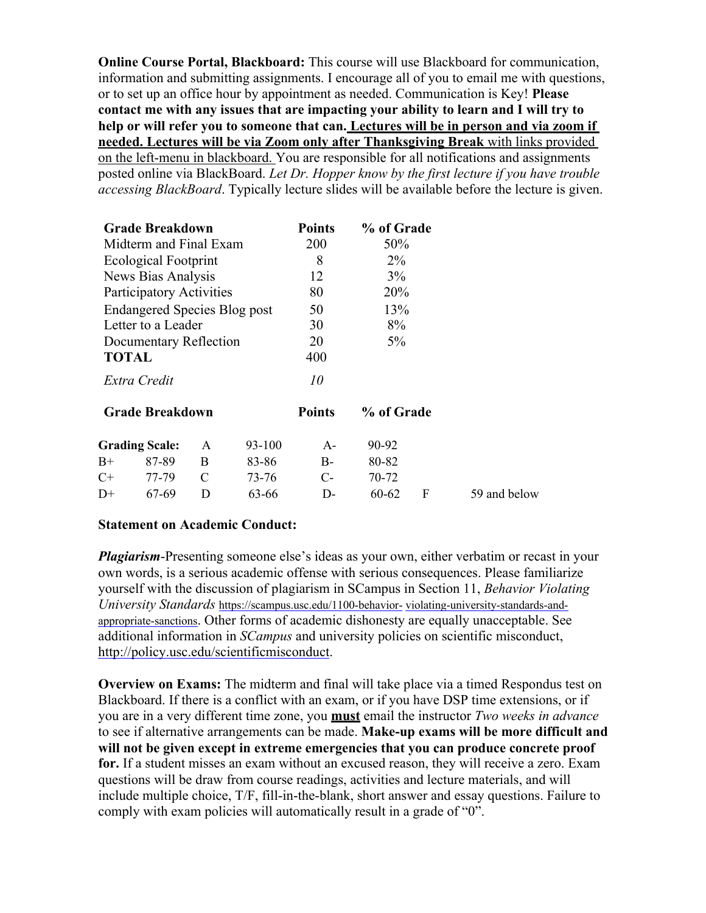**Online Course Portal, Blackboard:** This course will use Blackboard for communication, information and submitting assignments. I encourage all of you to email me with questions, or to set up an office hour by appointment as needed. Communication is Key! **Please contact me with any issues that are impacting your ability to learn and I will try to help or will refer you to someone that can. Lectures will be in person and via zoom if needed. Lectures will be via Zoom only after Thanksgiving Break** with links provided on the left-menu in blackboard. You are responsible for all notifications and assignments posted online via BlackBoard. *Let Dr. Hopper know by the first lecture if you have trouble accessing BlackBoard*. Typically lecture slides will be available before the lecture is given.

| **Grade Breakdown** | **Points** | **% of Grade** |
|---|---|---|
| Midterm and Final Exam | 200 | 50% |
| Ecological Footprint | 8 | 2% |
| News Bias Analysis | 12 | 3% |
| Participatory Activities | 80 | 20% |
| Endangered Species Blog post | 50 | 13% |
| Letter to a Leader | 30 | 8% |
| Documentary Reflection | 20 | 5% |
| **TOTAL** | 400 | |
| *Extra Credit* | *10* | |

**Grade Breakdown** **Points** **% of Grade**

| **Grading Scale:** | | A | 93-100 | A- | 90-92 | | |
|---|---|---|---|---|---|---|---|
| B+ | 87-89 | B | 83-86 | B- | 80-82 | | |
| C+ | 77-79 | C | 73-76 | C- | 70-72 | | |
| D+ | 67-69 | D | 63-66 | D- | 60-62 | F | 59 and below |

**Statement on Academic Conduct:**

***Plagiarism***-Presenting someone else's ideas as your own, either verbatim or recast in your own words, is a serious academic offense with serious consequences. Please familiarize yourself with the discussion of plagiarism in SCampus in Section 11, *Behavior Violating University Standards* https://scampus.usc.edu/1100-behavior- violating-university-standards-and-appropriate-sanctions. Other forms of academic dishonesty are equally unacceptable. See additional information in *SCampus* and university policies on scientific misconduct, http://policy.usc.edu/scientificmisconduct.

**Overview on Exams:** The midterm and final will take place via a timed Respondus test on Blackboard. If there is a conflict with an exam, or if you have DSP time extensions, or if you are in a very different time zone, you **must** email the instructor *Two weeks in advance* to see if alternative arrangements can be made. **Make-up exams will be more difficult and will not be given except in extreme emergencies that you can produce concrete proof for.** If a student misses an exam without an excused reason, they will receive a zero. Exam questions will be draw from course readings, activities and lecture materials, and will include multiple choice, T/F, fill-in-the-blank, short answer and essay questions. Failure to comply with exam policies will automatically result in a grade of "0".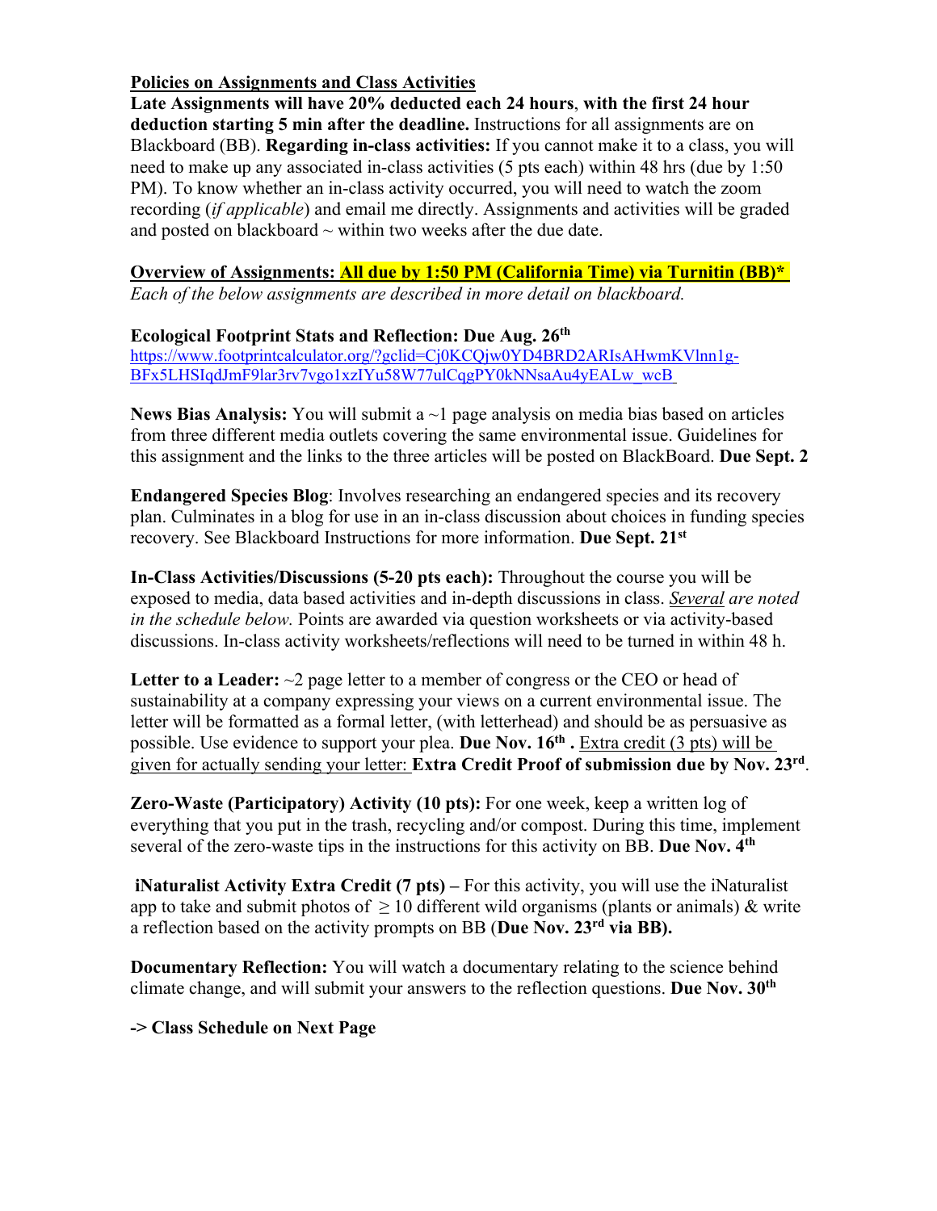**Policies on Assignments and Class Activities**

**Late Assignments will have 20% deducted each 24 hours, with the first 24 hour deduction starting 5 min after the deadline.** Instructions for all assignments are on Blackboard (BB). **Regarding in-class activities:** If you cannot make it to a class, you will need to make up any associated in-class activities (5 pts each) within 48 hrs (due by 1:50 PM). To know whether an in-class activity occurred, you will need to watch the zoom recording (*if applicable*) and email me directly. Assignments and activities will be graded and posted on blackboard ~ within two weeks after the due date.

**Overview of Assignments: All due by 1:50 PM (California Time) via Turnitin (BB)***

*Each of the below assignments are described in more detail on blackboard.*

**Ecological Footprint Stats and Reflection: Due Aug. 26th**

https://www.footprintcalculator.org/?gclid=Cj0KCQjw0YD4BRD2ARIsAHwmKVlnn1g-BFx5LHSIqdJmF9lar3rv7vgo1xzIYu58W77ulCqgPY0kNNsaAu4yEALw_wcB

**News Bias Analysis:** You will submit a ~1 page analysis on media bias based on articles from three different media outlets covering the same environmental issue. Guidelines for this assignment and the links to the three articles will be posted on BlackBoard. **Due Sept. 2**

**Endangered Species Blog**: Involves researching an endangered species and its recovery plan. Culminates in a blog for use in an in-class discussion about choices in funding species recovery. See Blackboard Instructions for more information. **Due Sept. 21st**

**In-Class Activities/Discussions (5-20 pts each):** Throughout the course you will be exposed to media, data based activities and in-depth discussions in class. *Several are noted in the schedule below.* Points are awarded via question worksheets or via activity-based discussions. In-class activity worksheets/reflections will need to be turned in within 48 h.

**Letter to a Leader:** ~2 page letter to a member of congress or the CEO or head of sustainability at a company expressing your views on a current environmental issue. The letter will be formatted as a formal letter, (with letterhead) and should be as persuasive as possible. Use evidence to support your plea. **Due Nov. 16th .** Extra credit (3 pts) will be given for actually sending your letter: **Extra Credit Proof of submission due by Nov. 23rd**.

**Zero-Waste (Participatory) Activity (10 pts):** For one week, keep a written log of everything that you put in the trash, recycling and/or compost. During this time, implement several of the zero-waste tips in the instructions for this activity on BB. **Due Nov. 4th**

**iNaturalist Activity Extra Credit (7 pts) –** For this activity, you will use the iNaturalist app to take and submit photos of $\geq$ 10 different wild organisms (plants or animals) & write a reflection based on the activity prompts on BB (**Due Nov. 23rd via BB).**

**Documentary Reflection:** You will watch a documentary relating to the science behind climate change, and will submit your answers to the reflection questions. **Due Nov. 30th**

**-> Class Schedule on Next Page**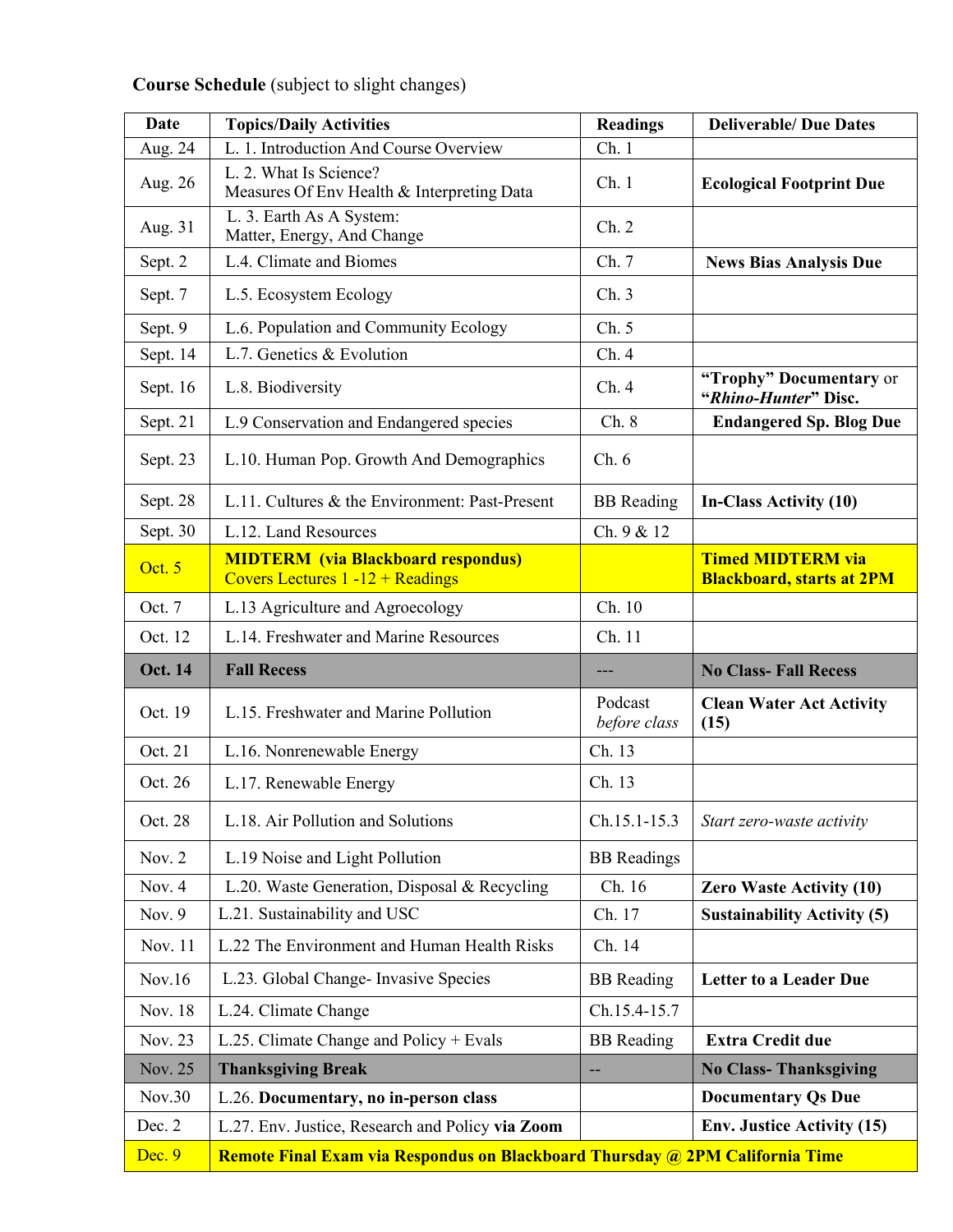**Course Schedule** (subject to slight changes)

| Date | Topics/Daily Activities | Readings | Deliverable/ Due Dates |
|---|---|---|---|
| Aug. 24 | L. 1. Introduction And Course Overview | Ch. 1 | |
| Aug. 26 | L. 2. What Is Science? Measures Of Env Health & Interpreting Data | Ch. 1 | **Ecological Footprint Due** |
| Aug. 31 | L. 3. Earth As A System: Matter, Energy, And Change | Ch. 2 | |
| Sept. 2 | L.4. Climate and Biomes | Ch. 7 | **News Bias Analysis Due** |
| Sept. 7 | L.5. Ecosystem Ecology | Ch. 3 | |
| Sept. 9 | L.6. Population and Community Ecology | Ch. 5 | |
| Sept. 14 | L.7. Genetics & Evolution | Ch. 4 | |
| Sept. 16 | L.8. Biodiversity | Ch. 4 | **"Trophy" Documentary** or **"*Rhino-Hunter*" Disc.** |
| Sept. 21 | L.9 Conservation and Endangered species | Ch. 8 | **Endangered Sp. Blog Due** |
| Sept. 23 | L.10. Human Pop. Growth And Demographics | Ch. 6 | |
| Sept. 28 | L.11. Cultures & the Environment: Past-Present | BB Reading | **In-Class Activity (10)** |
| Sept. 30 | L.12. Land Resources | Ch. 9 & 12 | |
| Oct. 5 | **MIDTERM (via Blackboard respondus)** Covers Lectures 1 -12 + Readings | | **Timed MIDTERM via Blackboard, starts at 2PM** |
| Oct. 7 | L.13 Agriculture and Agroecology | Ch. 10 | |
| Oct. 12 | L.14. Freshwater and Marine Resources | Ch. 11 | |
| **Oct. 14** | **Fall Recess** | --- | **No Class- Fall Recess** |
| Oct. 19 | L.15. Freshwater and Marine Pollution | Podcast *before class* | **Clean Water Act Activity (15)** |
| Oct. 21 | L.16. Nonrenewable Energy | Ch. 13 | |
| Oct. 26 | L.17. Renewable Energy | Ch. 13 | |
| Oct. 28 | L.18. Air Pollution and Solutions | Ch.15.1-15.3 | *Start zero-waste activity* |
| Nov. 2 | L.19 Noise and Light Pollution | BB Readings | |
| Nov. 4 | L.20. Waste Generation, Disposal & Recycling | Ch. 16 | **Zero Waste Activity (10)** |
| Nov. 9 | L.21. Sustainability and USC | Ch. 17 | **Sustainability Activity (5)** |
| Nov. 11 | L.22 The Environment and Human Health Risks | Ch. 14 | |
| Nov.16 | L.23. Global Change- Invasive Species | BB Reading | **Letter to a Leader Due** |
| Nov. 18 | L.24. Climate Change | Ch.15.4-15.7 | |
| Nov. 23 | L.25. Climate Change and Policy + Evals | BB Reading | **Extra Credit due** |
| Nov. 25 | **Thanksgiving Break** | -- | **No Class- Thanksgiving** |
| Nov.30 | L.26. **Documentary, no in-person class** | | **Documentary Qs Due** |
| Dec. 2 | L.27. Env. Justice, Research and Policy **via Zoom** | | **Env. Justice Activity (15)** |
| Dec. 9 | **Remote Final Exam via Respondus on Blackboard Thursday @ 2PM California Time** | | |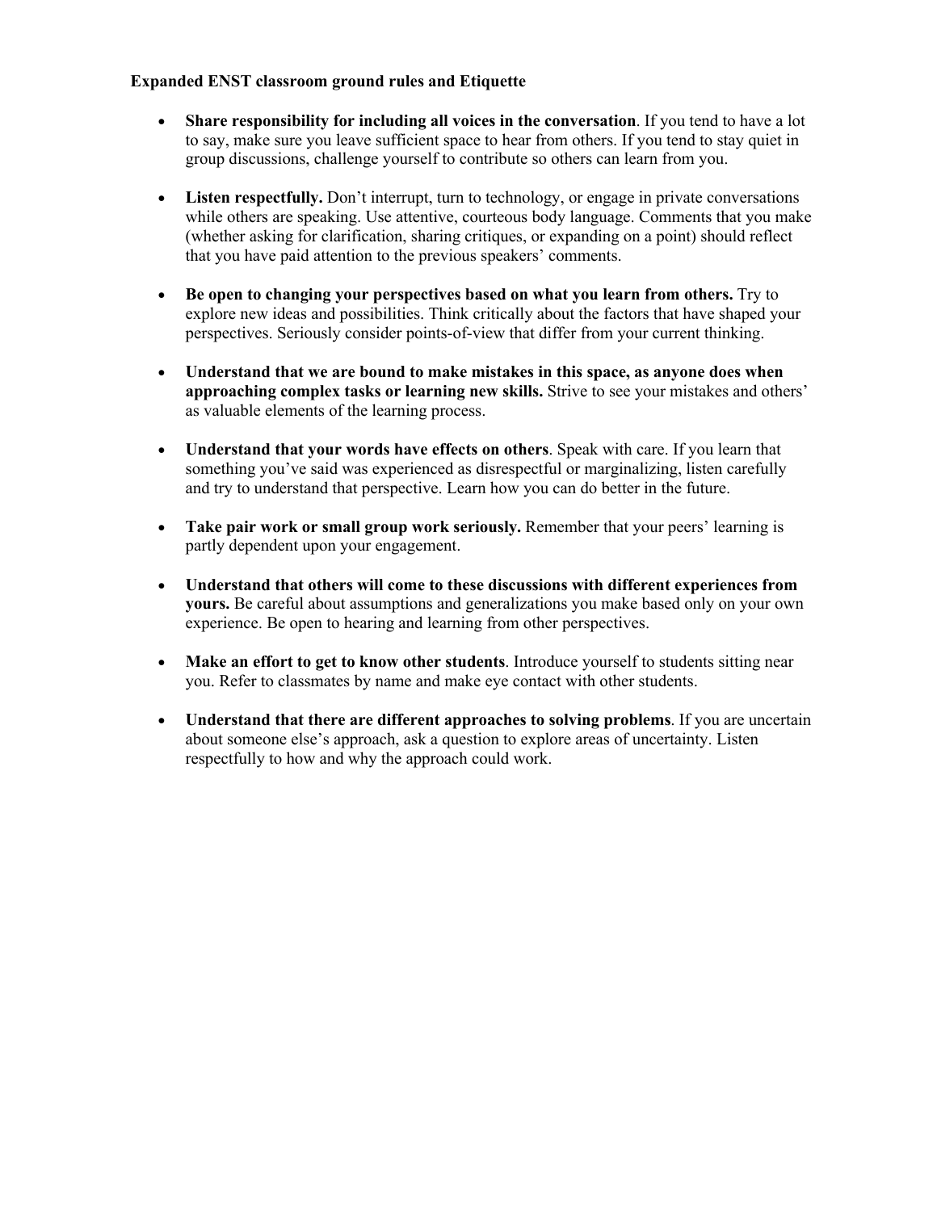**Expanded ENST classroom ground rules and Etiquette**

- **Share responsibility for including all voices in the conversation**. If you tend to have a lot to say, make sure you leave sufficient space to hear from others. If you tend to stay quiet in group discussions, challenge yourself to contribute so others can learn from you.

- **Listen respectfully.** Don't interrupt, turn to technology, or engage in private conversations while others are speaking. Use attentive, courteous body language. Comments that you make (whether asking for clarification, sharing critiques, or expanding on a point) should reflect that you have paid attention to the previous speakers' comments.

- **Be open to changing your perspectives based on what you learn from others.** Try to explore new ideas and possibilities. Think critically about the factors that have shaped your perspectives. Seriously consider points-of-view that differ from your current thinking.

- **Understand that we are bound to make mistakes in this space, as anyone does when approaching complex tasks or learning new skills.** Strive to see your mistakes and others' as valuable elements of the learning process.

- **Understand that your words have effects on others**. Speak with care. If you learn that something you've said was experienced as disrespectful or marginalizing, listen carefully and try to understand that perspective. Learn how you can do better in the future.

- **Take pair work or small group work seriously.** Remember that your peers' learning is partly dependent upon your engagement.

- **Understand that others will come to these discussions with different experiences from yours.** Be careful about assumptions and generalizations you make based only on your own experience. Be open to hearing and learning from other perspectives.

- **Make an effort to get to know other students**. Introduce yourself to students sitting near you. Refer to classmates by name and make eye contact with other students.

- **Understand that there are different approaches to solving problems**. If you are uncertain about someone else's approach, ask a question to explore areas of uncertainty. Listen respectfully to how and why the approach could work.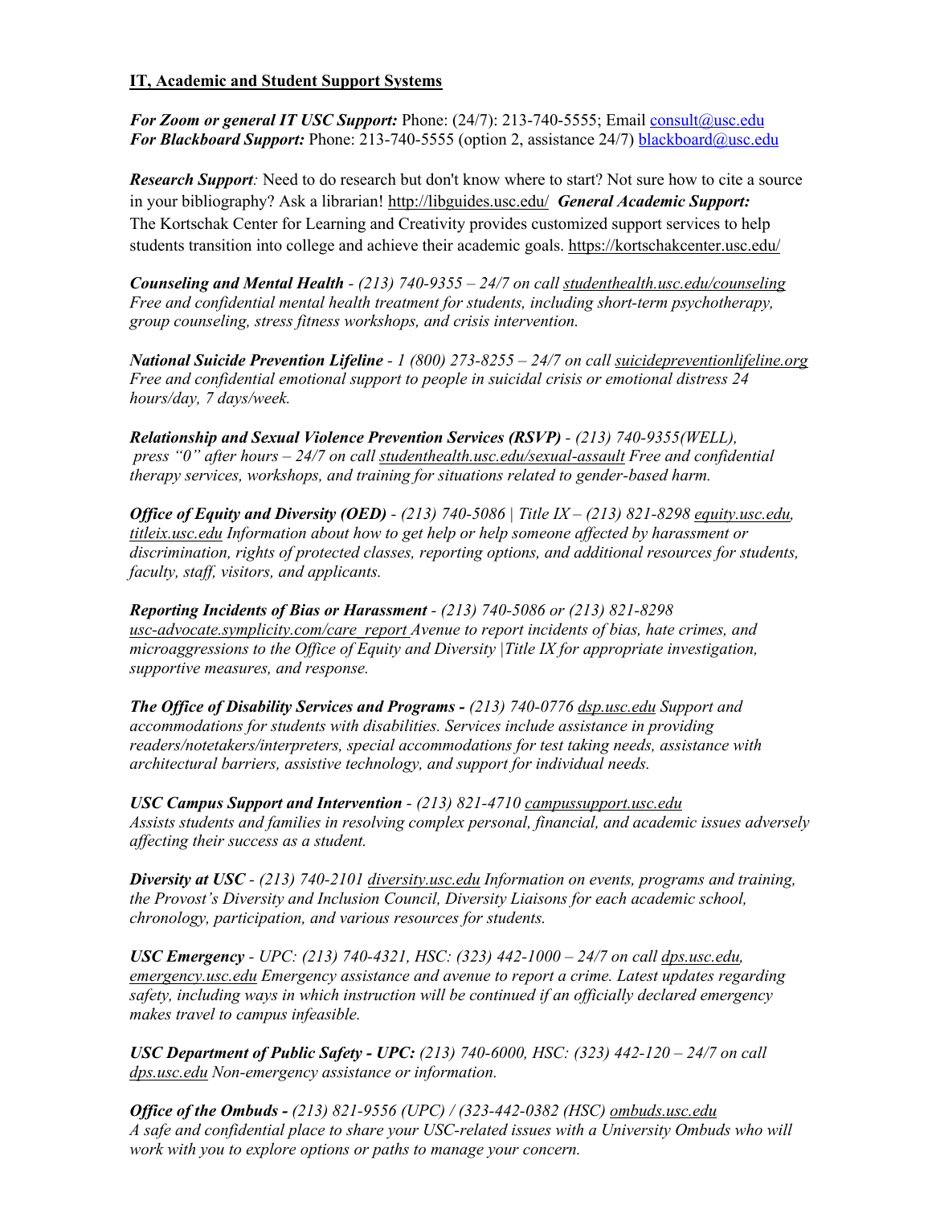## IT, Academic and Student Support Systems

***For Zoom or general IT USC Support:*** Phone: (24/7): 213-740-5555; Email consult@usc.edu
***For Blackboard Support:*** Phone: 213-740-5555 (option 2, assistance 24/7) blackboard@usc.edu

***Research Support:*** Need to do research but don't know where to start? Not sure how to cite a source in your bibliography? Ask a librarian! http://libguides.usc.edu/ ***General Academic Support:*** The Kortschak Center for Learning and Creativity provides customized support services to help students transition into college and achieve their academic goals. https://kortschakcenter.usc.edu/

***Counseling and Mental Health*** *- (213) 740-9355 – 24/7 on call studenthealth.usc.edu/counseling*
*Free and confidential mental health treatment for students, including short-term psychotherapy, group counseling, stress fitness workshops, and crisis intervention.*

***National Suicide Prevention Lifeline*** *- 1 (800) 273-8255 – 24/7 on call suicidepreventionlifeline.org*
*Free and confidential emotional support to people in suicidal crisis or emotional distress 24 hours/day, 7 days/week.*

***Relationship and Sexual Violence Prevention Services (RSVP)*** *- (213) 740-9355(WELL), press "0" after hours – 24/7 on call studenthealth.usc.edu/sexual-assault Free and confidential therapy services, workshops, and training for situations related to gender-based harm.*

***Office of Equity and Diversity (OED)*** *- (213) 740-5086 | Title IX – (213) 821-8298 equity.usc.edu, titleix.usc.edu Information about how to get help or help someone affected by harassment or discrimination, rights of protected classes, reporting options, and additional resources for students, faculty, staff, visitors, and applicants.*

***Reporting Incidents of Bias or Harassment*** *- (213) 740-5086 or (213) 821-8298 usc-advocate.symplicity.com/care_report Avenue to report incidents of bias, hate crimes, and microaggressions to the Office of Equity and Diversity |Title IX for appropriate investigation, supportive measures, and response.*

***The Office of Disability Services and Programs -*** *(213) 740-0776 dsp.usc.edu Support and accommodations for students with disabilities. Services include assistance in providing readers/notetakers/interpreters, special accommodations for test taking needs, assistance with architectural barriers, assistive technology, and support for individual needs.*

***USC Campus Support and Intervention*** *- (213) 821-4710 campussupport.usc.edu*
*Assists students and families in resolving complex personal, financial, and academic issues adversely affecting their success as a student.*

***Diversity at USC*** *- (213) 740-2101 diversity.usc.edu Information on events, programs and training, the Provost's Diversity and Inclusion Council, Diversity Liaisons for each academic school, chronology, participation, and various resources for students.*

***USC Emergency*** *- UPC: (213) 740-4321, HSC: (323) 442-1000 – 24/7 on call dps.usc.edu, emergency.usc.edu Emergency assistance and avenue to report a crime. Latest updates regarding safety, including ways in which instruction will be continued if an officially declared emergency makes travel to campus infeasible.*

***USC Department of Public Safety - UPC:*** *(213) 740-6000, HSC: (323) 442-120 – 24/7 on call dps.usc.edu Non-emergency assistance or information.*

***Office of the Ombuds -*** *(213) 821-9556 (UPC) / (323-442-0382 (HSC) ombuds.usc.edu*
*A safe and confidential place to share your USC-related issues with a University Ombuds who will work with you to explore options or paths to manage your concern.*